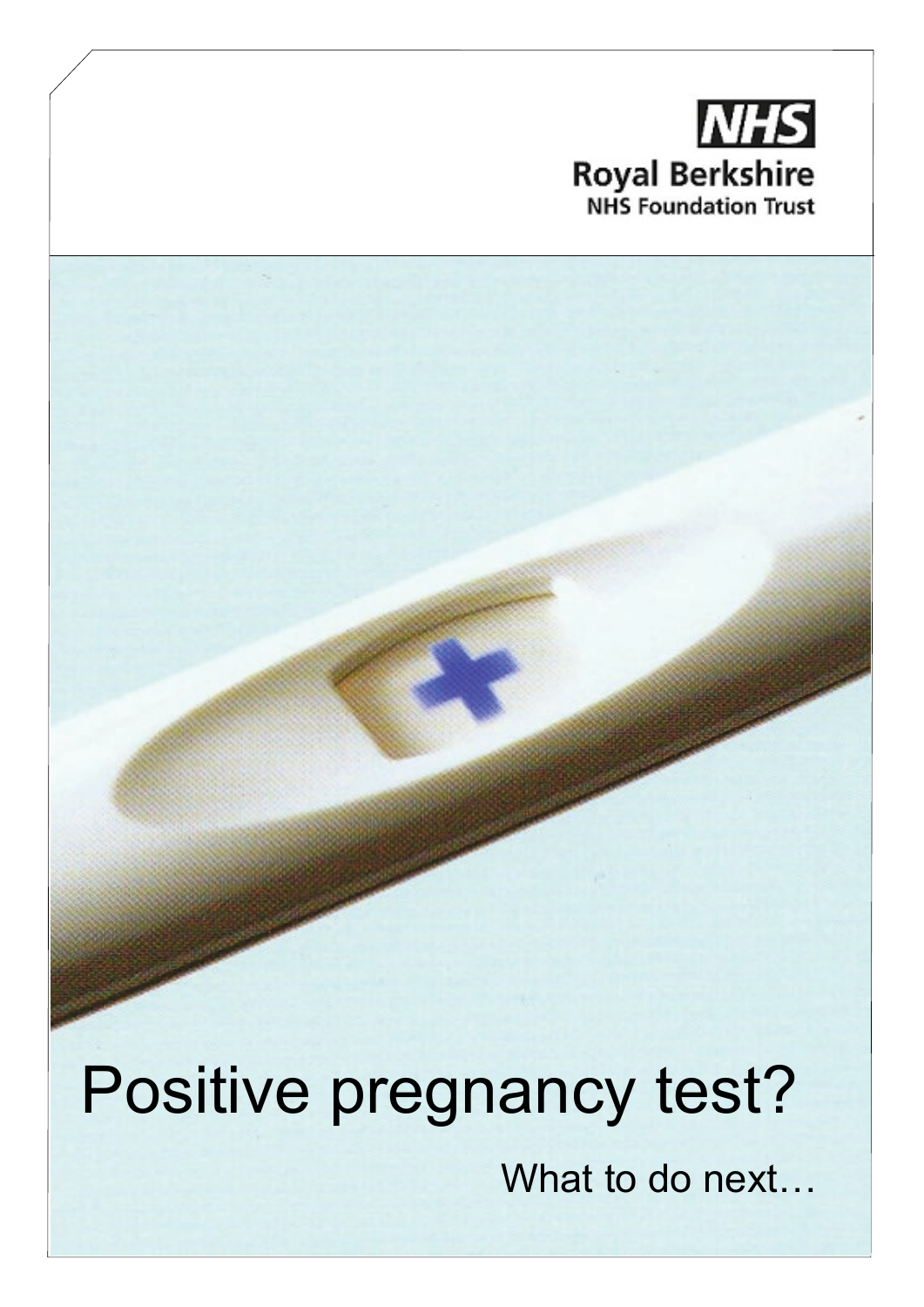NHS

Royal Berkshire
NHS Foundation Trust

# Positive pregnancy test?

## What to do next…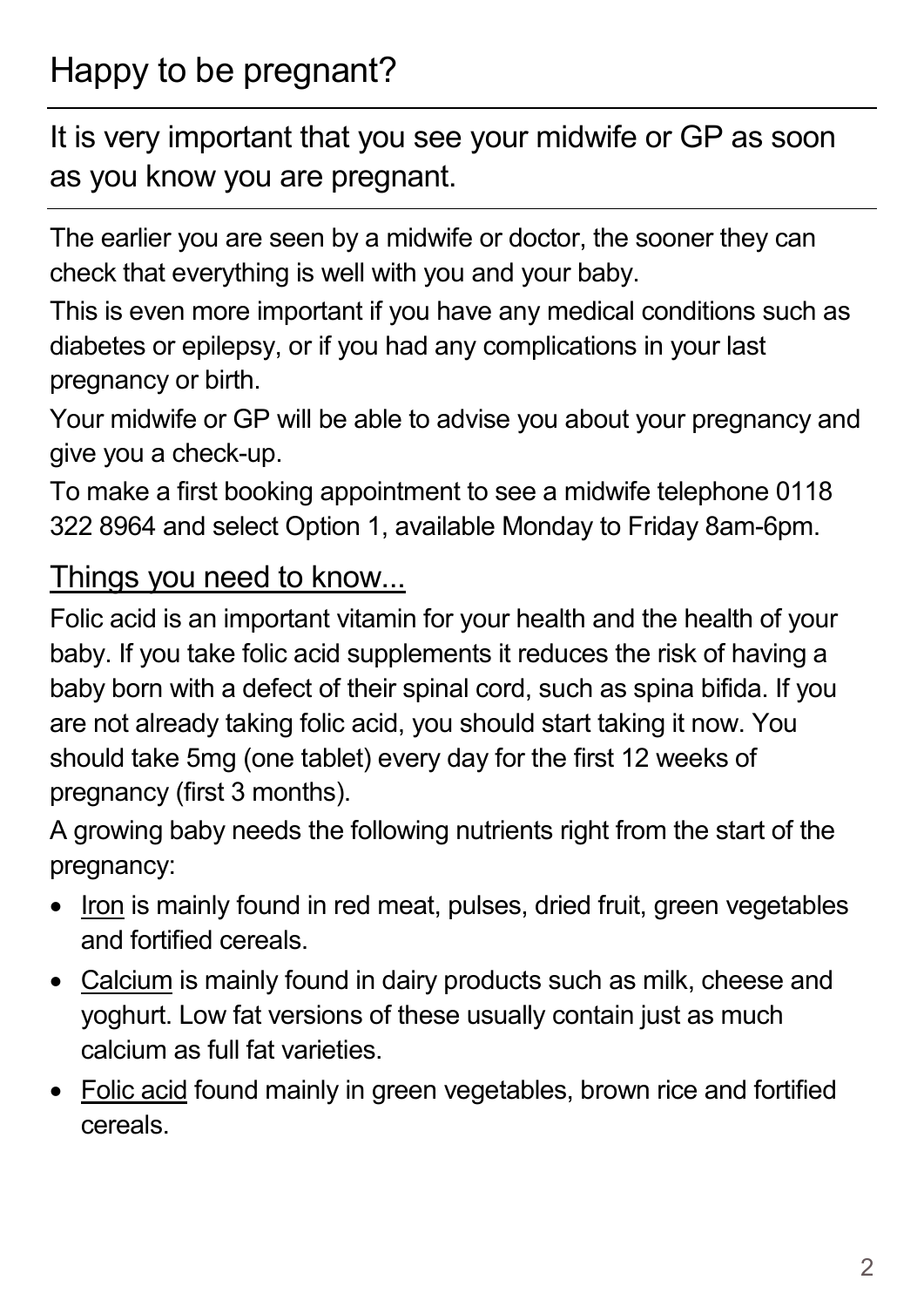# Happy to be pregnant?

## It is very important that you see your midwife or GP as soon as you know you are pregnant.

The earlier you are seen by a midwife or doctor, the sooner they can check that everything is well with you and your baby.

This is even more important if you have any medical conditions such as diabetes or epilepsy, or if you had any complications in your last pregnancy or birth.

Your midwife or GP will be able to advise you about your pregnancy and give you a check-up.

To make a first booking appointment to see a midwife telephone 0118 322 8964 and select Option 1, available Monday to Friday 8am-6pm.

### Things you need to know...

Folic acid is an important vitamin for your health and the health of your baby. If you take folic acid supplements it reduces the risk of having a baby born with a defect of their spinal cord, such as spina bifida. If you are not already taking folic acid, you should start taking it now. You should take 5mg (one tablet) every day for the first 12 weeks of pregnancy (first 3 months).

A growing baby needs the following nutrients right from the start of the pregnancy:

- Iron is mainly found in red meat, pulses, dried fruit, green vegetables and fortified cereals.
- Calcium is mainly found in dairy products such as milk, cheese and yoghurt. Low fat versions of these usually contain just as much calcium as full fat varieties.
- Folic acid found mainly in green vegetables, brown rice and fortified cereals.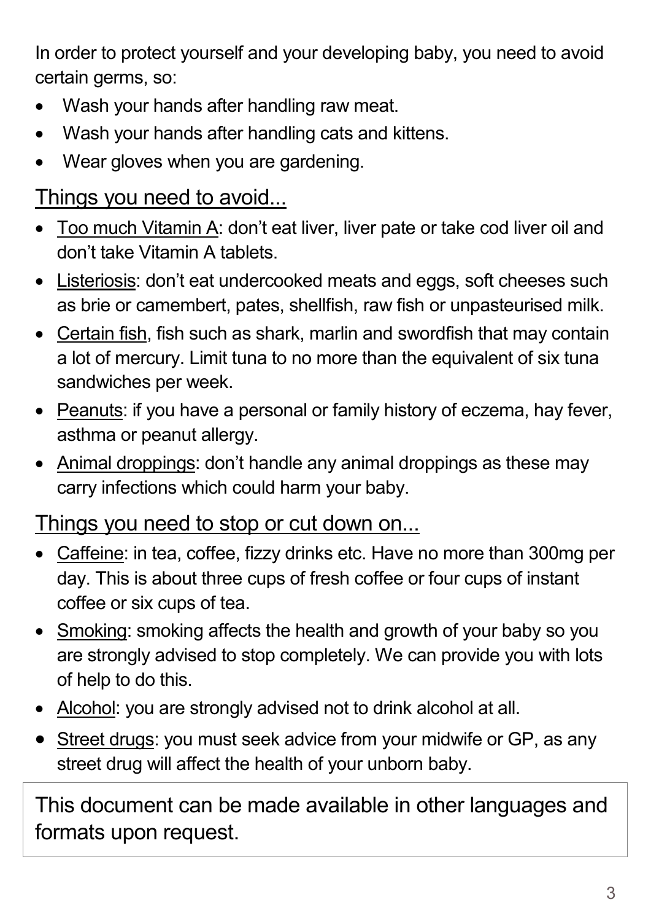In order to protect yourself and your developing baby, you need to avoid certain germs, so:

- Wash your hands after handling raw meat.
- Wash your hands after handling cats and kittens.
- Wear gloves when you are gardening.

## Things you need to avoid...

- Too much Vitamin A: don't eat liver, liver pate or take cod liver oil and don't take Vitamin A tablets.
- Listeriosis: don't eat undercooked meats and eggs, soft cheeses such as brie or camembert, pates, shellfish, raw fish or unpasteurised milk.
- Certain fish, fish such as shark, marlin and swordfish that may contain a lot of mercury. Limit tuna to no more than the equivalent of six tuna sandwiches per week.
- Peanuts: if you have a personal or family history of eczema, hay fever, asthma or peanut allergy.
- Animal droppings: don't handle any animal droppings as these may carry infections which could harm your baby.

## Things you need to stop or cut down on...

- Caffeine: in tea, coffee, fizzy drinks etc. Have no more than 300mg per day. This is about three cups of fresh coffee or four cups of instant coffee or six cups of tea.
- Smoking: smoking affects the health and growth of your baby so you are strongly advised to stop completely. We can provide you with lots of help to do this.
- Alcohol: you are strongly advised not to drink alcohol at all.
- Street drugs: you must seek advice from your midwife or GP, as any street drug will affect the health of your unborn baby.

This document can be made available in other languages and formats upon request.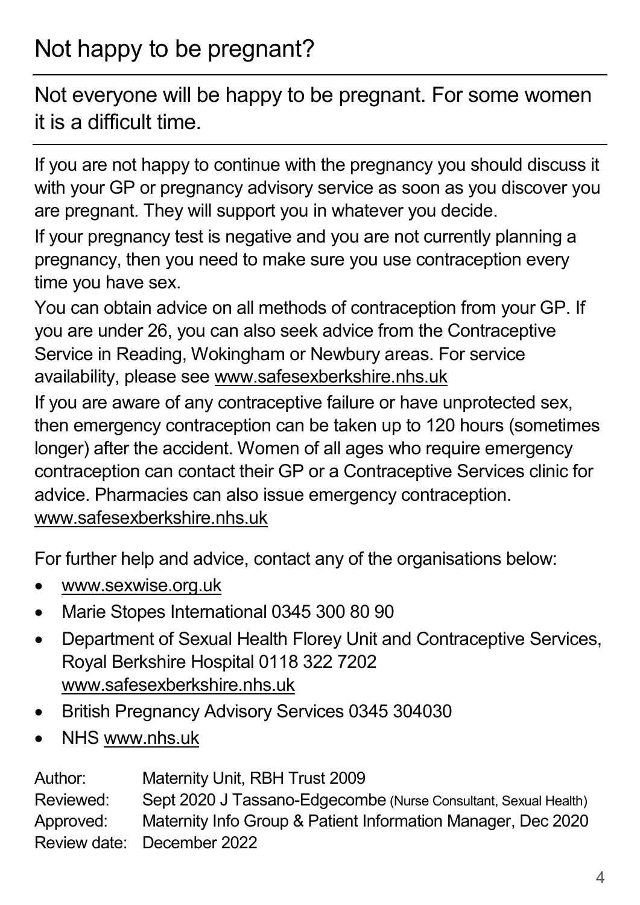# Not happy to be pregnant?

## Not everyone will be happy to be pregnant. For some women it is a difficult time.

If you are not happy to continue with the pregnancy you should discuss it with your GP or pregnancy advisory service as soon as you discover you are pregnant. They will support you in whatever you decide.

If your pregnancy test is negative and you are not currently planning a pregnancy, then you need to make sure you use contraception every time you have sex.

You can obtain advice on all methods of contraception from your GP. If you are under 26, you can also seek advice from the Contraceptive Service in Reading, Wokingham or Newbury areas. For service availability, please see www.safesexberkshire.nhs.uk

If you are aware of any contraceptive failure or have unprotected sex, then emergency contraception can be taken up to 120 hours (sometimes longer) after the accident. Women of all ages who require emergency contraception can contact their GP or a Contraceptive Services clinic for advice. Pharmacies can also issue emergency contraception. www.safesexberkshire.nhs.uk

For further help and advice, contact any of the organisations below:

- www.sexwise.org.uk
- Marie Stopes International 0345 300 80 90
- Department of Sexual Health Florey Unit and Contraceptive Services, Royal Berkshire Hospital 0118 322 7202 www.safesexberkshire.nhs.uk
- British Pregnancy Advisory Services 0345 304030
- NHS www.nhs.uk

Author: Maternity Unit, RBH Trust 2009
Reviewed: Sept 2020 J Tassano-Edgecombe (Nurse Consultant, Sexual Health)
Approved: Maternity Info Group & Patient Information Manager, Dec 2020
Review date: December 2022